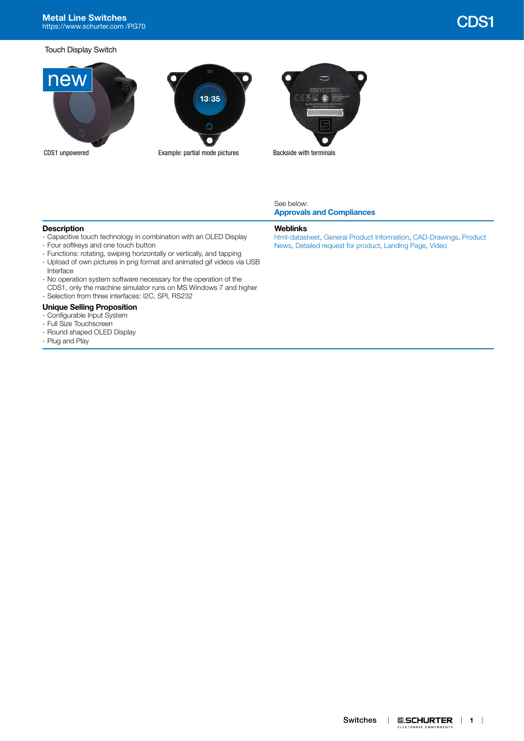# CDS1

Touch Display Switch

CDS1 unpowered

Example: partial mode pictures

Backside with terminals

See below:
**Approvals and Compliances**

## Description

- Capacitive touch technology in combination with an OLED Display
- Four softkeys and one touch button
- Functions: rotating, swiping horizontally or vertically, and tapping
- Upload of own pictures in png format and animated gif videos via USB Interface
- No operation system software necessary for the operation of the CDS1, only the machine simulator runs on MS Windows 7 and higher
- Selection from three interfaces: I2C, SPI, RS232

## Unique Selling Proposition

- Configurable Input System
- Full Size Touchscreen
- Round shaped OLED Display
- Plug and Play

## Weblinks

html-datasheet, General Product Information, CAD-Drawings, Product News, Detailed request for product, Landing Page, Video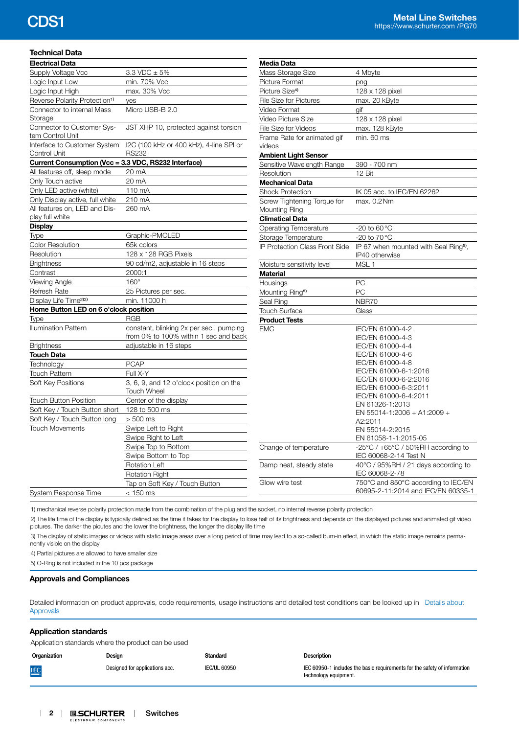## Technical Data

| Electrical Data | |
|---|---|
| Supply Voltage Vcc | 3.3 VDC ± 5% |
| Logic Input Low | min. 70% Vcc |
| Logic Input High | max. 30% Vcc |
| Reverse Polarity Protection[1] | yes |
| Connector to internal Mass Storage | Micro USB-B 2.0 |
| Connector to Customer System Control Unit | JST XHP 10, protected against torsion |
| Interface to Customer System Control Unit | I2C (100 kHz or 400 kHz), 4-line SPI or RS232 |
| **Current Consumption (Vcc = 3.3 VDC, RS232 Interface)** | |
| All features off, sleep mode | 20 mA |
| Only Touch active | 20 mA |
| Only LED active (white) | 110 mA |
| Only Display active, full white | 210 mA |
| All features on, LED and Display full white | 260 mA |
| **Display** | |
| Type | Graphic-PMOLED |
| Color Resolution | 65k colors |
| Resolution | 128 x 128 RGB Pixels |
| Brightness | 90 cd/m2, adjustable in 16 steps |
| Contrast | 2000:1 |
| Viewing Angle | 160° |
| Refresh Rate | 25 Pictures per sec. |
| Display Life Time[2][3] | min. 11000 h |
| **Home Button LED on 6 o'clock position** | |
| Type | RGB |
| Illumination Pattern | constant, blinking 2x per sec., pumping from 0% to 100% within 1 sec and back |
| Brightness | adjustable in 16 steps |
| **Touch Data** | |
| Technology | PCAP |
| Touch Pattern | Full X-Y |
| Soft Key Positions | 3, 6, 9, and 12 o'clock position on the Touch Wheel |
| Touch Button Position | Center of the display |
| Soft Key / Touch Button short | 128 to 500 ms |
| Soft Key / Touch Button long | > 500 ms |
| Touch Movements | Swipe Left to Right |
| | Swipe Right to Left |
| | Swipe Top to Bottom |
| | Swipe Bottom to Top |
| | Rotation Left |
| | Rotation Right |
| | Tap on Soft Key / Touch Button |
| System Response Time | < 150 ms |

| Media Data | |
|---|---|
| Mass Storage Size | 4 Mbyte |
| Picture Format | png |
| Picture Size[4] | 128 x 128 pixel |
| File Size for Pictures | max. 20 kByte |
| Video Format | gif |
| Video Picture Size | 128 x 128 pixel |
| File Size for Videos | max. 128 kByte |
| Frame Rate for animated gif videos | min. 60 ms |
| **Ambient Light Sensor** | |
| Sensitive Wavelength Range | 390 - 700 nm |
| Resolution | 12 Bit |
| **Mechanical Data** | |
| Shock Protection | IK 05 acc. to IEC/EN 62262 |
| Screw Tightening Torque for Mounting Ring | max. 0.2 Nm |
| **Climatical Data** | |
| Operating Temperature | -20 to 60 °C |
| Storage Temperature | -20 to 70 °C |
| IP Protection Class Front Side | IP 67 when mounted with Seal Ring[5], IP40 otherwise |
| Moisture sensitivity level | MSL 1 |
| **Material** | |
| Housings | PC |
| Mounting Ring[5] | PC |
| Seal Ring | NBR70 |
| Touch Surface | Glass |
| **Product Tests** | |
| EMC | IEC/EN 61000-4-2<br>IEC/EN 61000-4-3<br>IEC/EN 61000-4-4<br>IEC/EN 61000-4-6<br>IEC/EN 61000-4-8<br>IEC/EN 61000-6-1:2016<br>IEC/EN 61000-6-2:2016<br>IEC/EN 61000-6-3:2011<br>IEC/EN 61000-6-4:2011<br>EN 61326-1:2013<br>EN 55014-1:2006 + A1:2009 + A2:2011<br>EN 55014-2:2015<br>EN 61058-1-1:2015-05 |
| Change of temperature | -25°C / +65°C / 50%RH according to IEC 60068-2-14 Test N |
| Damp heat, steady state | 40°C / 95%RH / 21 days according to IEC 60068-2-78 |
| Glow wire test | 750°C and 850°C according to IEC/EN 60695-2-11:2014 and IEC/EN 60335-1 |

1) mechanical reverse polarity protection made from the combination of the plug and the socket, no internal reverse polarity protection

2) The life time of the display is typically defined as the time it takes for the display to lose half of its brightness and depends on the displayed pictures and animated gif video pictures. The darker the picutes and the lower the brightness, the longer the display life time

3) The display of static images or videos with static image areas over a long period of time may lead to a so-called burn-in effect, in which the static image remains permanently visible on the display

4) Partial pictures are allowed to have smaller size

5) O-Ring is not included in the 10 pcs package

## Approvals and Compliances

Detailed information on product approvals, code requirements, usage instructions and detailed test conditions can be looked up in Details about Approvals

## Application standards

Application standards where the product can be used

| Organization | Design | Standard | Description |
|---|---|---|---|
| IEC | Designed for applications acc. | IEC/UL 60950 | IEC 60950-1 includes the basic requirements for the safety of information technology equipment. |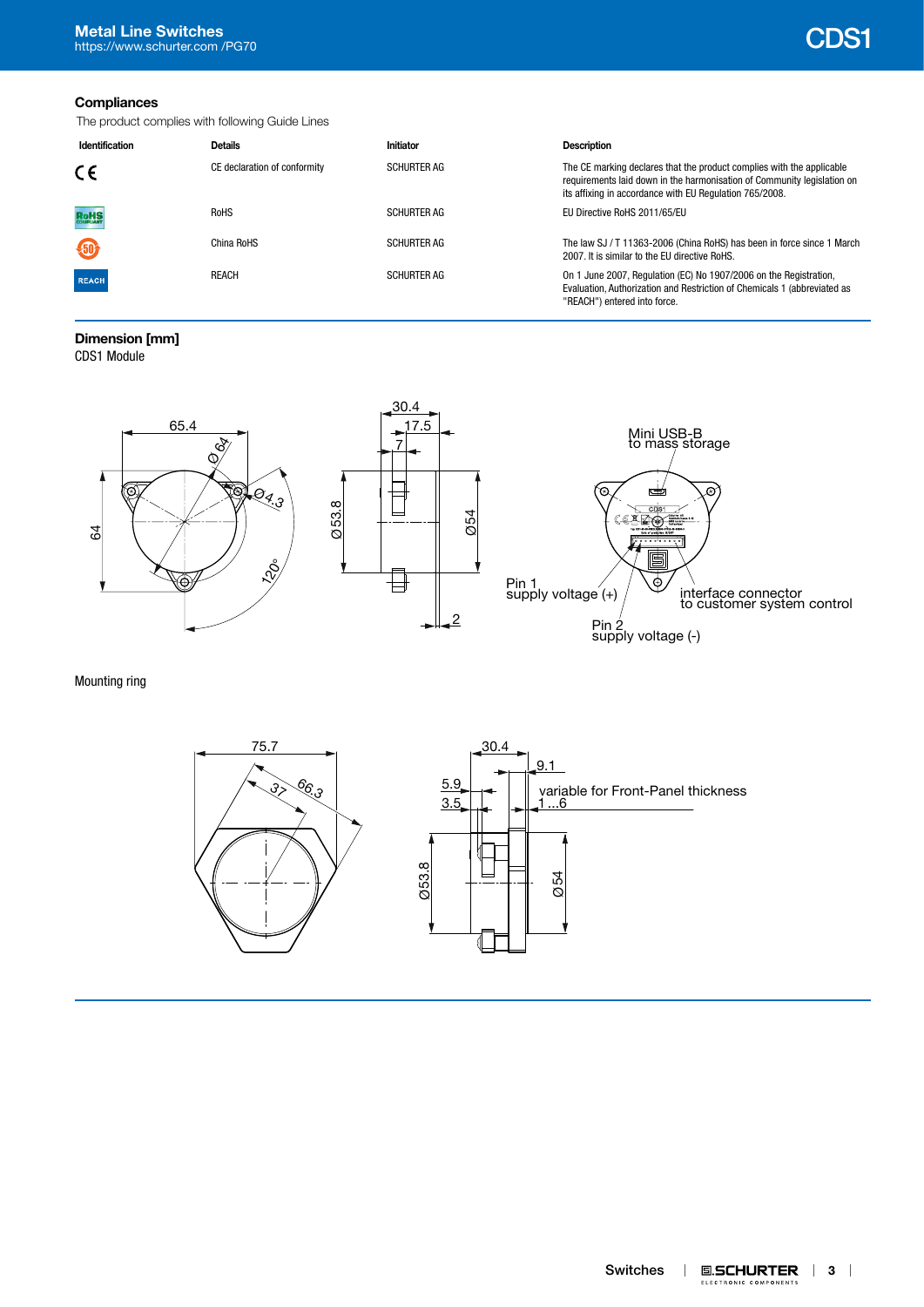## Compliances

The product complies with following Guide Lines

| Identification | Details | Initiator | Description |
|---|---|---|---|
| CE | CE declaration of conformity | SCHURTER AG | The CE marking declares that the product complies with the applicable requirements laid down in the harmonisation of Community legislation on its affixing in accordance with EU Regulation 765/2008. |
| RoHS | RoHS | SCHURTER AG | EU Directive RoHS 2011/65/EU |
| 50 | China RoHS | SCHURTER AG | The law SJ / T 11363-2006 (China RoHS) has been in force since 1 March 2007. It is similar to the EU directive RoHS. |
| REACH | REACH | SCHURTER AG | On 1 June 2007, Regulation (EC) No 1907/2006 on the Registration, Evaluation, Authorization and Restriction of Chemicals 1 (abbreviated as "REACH") entered into force. |

## Dimension [mm]

CDS1 Module

65.4, Ø 64, Ø 4.3, 64, 120°, 30.4, 17.5, 7, Ø 53.8, Ø 54, 2

Mini USB-B to mass storage

Pin 1 supply voltage (+)

Pin 2 supply voltage (-)

interface connector to customer system control

Mounting ring

75.7, 66.3, 37, 30.4, 9.1, 5.9, 3.5, Ø 53.8, Ø 54

variable for Front-Panel thickness 1 ...6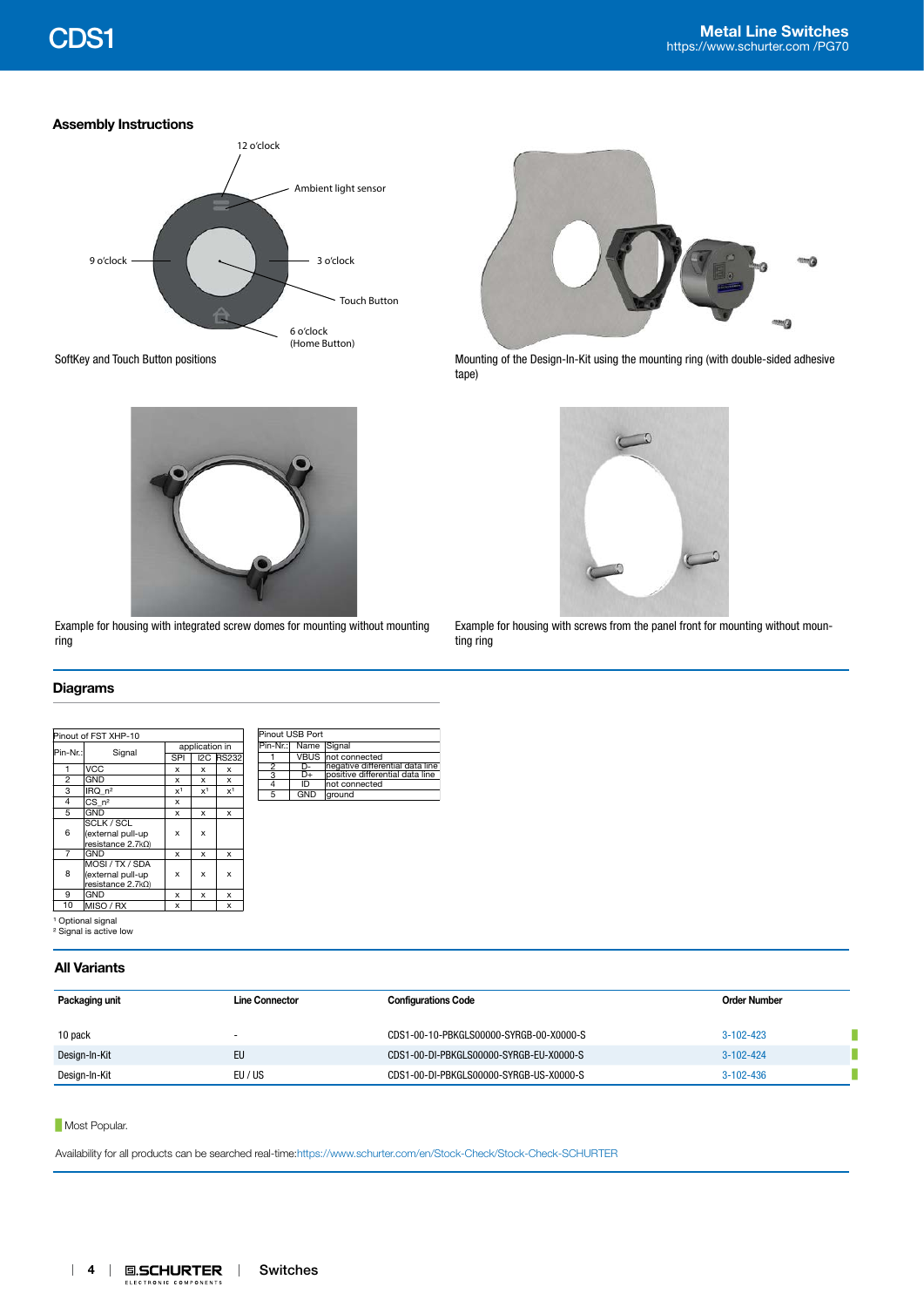## Assembly Instructions

12 o'clock

Ambient light sensor

9 o'clock

3 o'clock

Touch Button

6 o'clock
(Home Button)

SoftKey and Touch Button positions

Mounting of the Design-In-Kit using the mounting ring (with double-sided adhesive tape)

Example for housing with integrated screw domes for mounting without mounting ring

Example for housing with screws from the panel front for mounting without mounting ring

## Diagrams

| Pinout of FST XHP-10 | | | | |
|---|---|---|---|---|
| Pin-Nr.: | Signal | application in | | |
| | | SPI | I2C | RS232 |
| 1 | VCC | x | x | x |
| 2 | GND | x | x | x |
| 3 | IRQ_n[2] | x[1] | x[1] | x[1] |
| 4 | CS_n[2] | x | | |
| 5 | GND | x | x | x |
| 6 | SCLK / SCL (external pull-up resistance 2.7kΩ) | x | x | |
| 7 | GND | x | x | x |
| 8 | MOSI / TX / SDA (external pull-up resistance 2.7kΩ) | x | x | x |
| 9 | GND | x | x | x |
| 10 | MISO / RX | x | | x |

[1] Optional signal
[2] Signal is active low

| Pinout USB Port | | |
|---|---|---|
| Pin-Nr.: | Name | Signal |
| 1 | VBUS | not connected |
| 2 | D- | negative differential data line |
| 3 | D+ | positive differential data line |
| 4 | ID | not connected |
| 5 | GND | ground |

## All Variants

| Packaging unit | Line Connector | Configurations Code | Order Number |
|---|---|---|---|
| 10 pack | - | CDS1-00-10-PBKGLS00000-SYRGB-00-X0000-S | 3-102-423 |
| Design-In-Kit | EU | CDS1-00-DI-PBKGLS00000-SYRGB-EU-X0000-S | 3-102-424 |
| Design-In-Kit | EU / US | CDS1-00-DI-PBKGLS00000-SYRGB-US-X0000-S | 3-102-436 |

Most Popular.

Availability for all products can be searched real-time:https://www.schurter.com/en/Stock-Check/Stock-Check-SCHURTER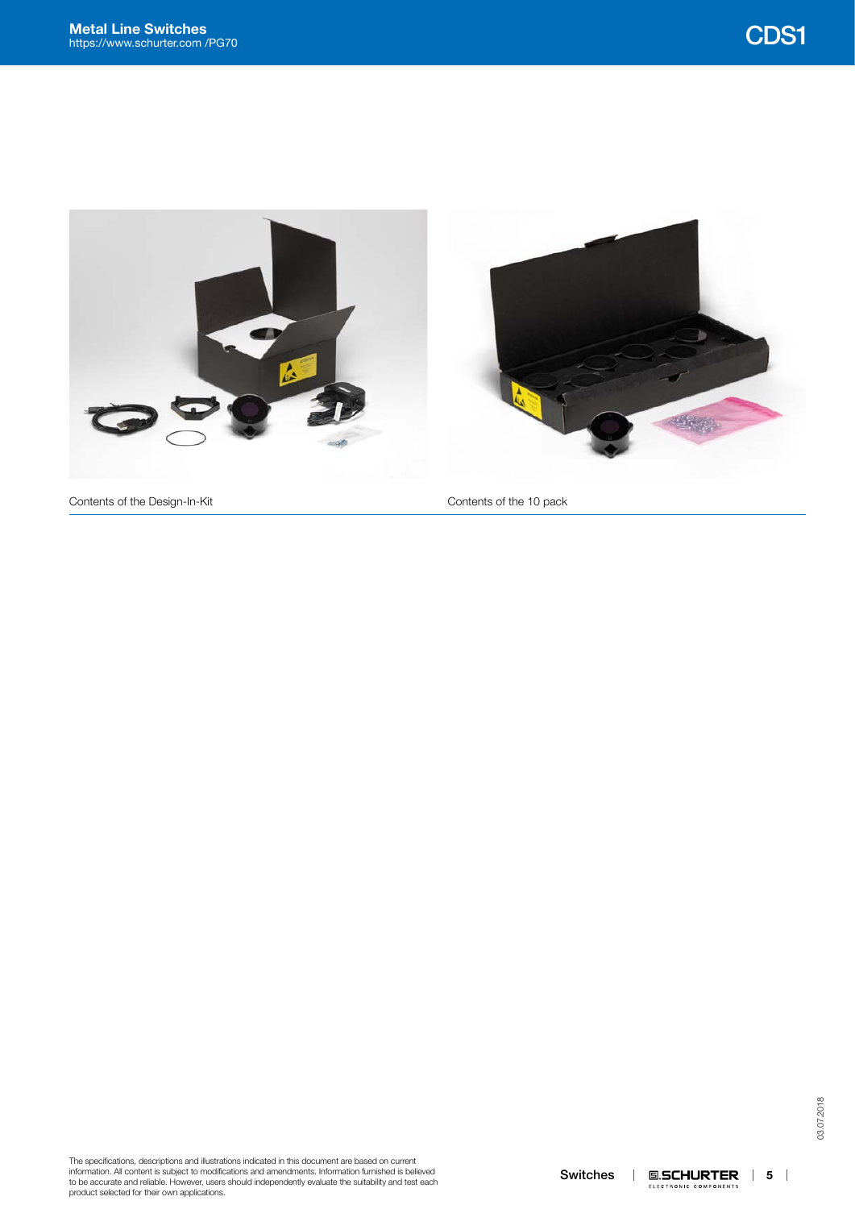Contents of the Design-In-Kit

Contents of the 10 pack

The specifications, descriptions and illustrations indicated in this document are based on current information. All content is subject to modifications and amendments. Information furnished is believed to be accurate and reliable. However, users should independently evaluate the suitability and test each product selected for their own applications.